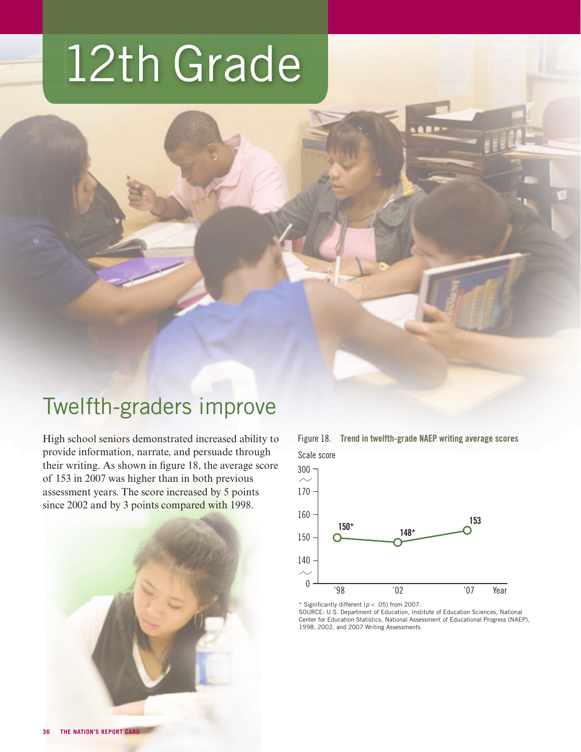# 12th Grade

## Twelfth-graders improve

High school seniors demonstrated increased ability to provide information, narrate, and persuade through their writing. As shown in figure 18, the average score of 153 in 2007 was higher than in both previous assessment years. The score increased by 5 points since 2002 and by 3 points compared with 1998.

Figure 18. **Trend in twelfth-grade NAEP writing average scores**

| Year | Scale score |
|---|---|
| '98 | 150* |
| '02 | 148* |
| '07 | 153 |

\* Significantly different ($p < .05$) from 2007.

SOURCE: U.S. Department of Education, Institute of Education Sciences, National Center for Education Statistics, National Assessment of Educational Progress (NAEP), 1998, 2002, and 2007 Writing Assessments.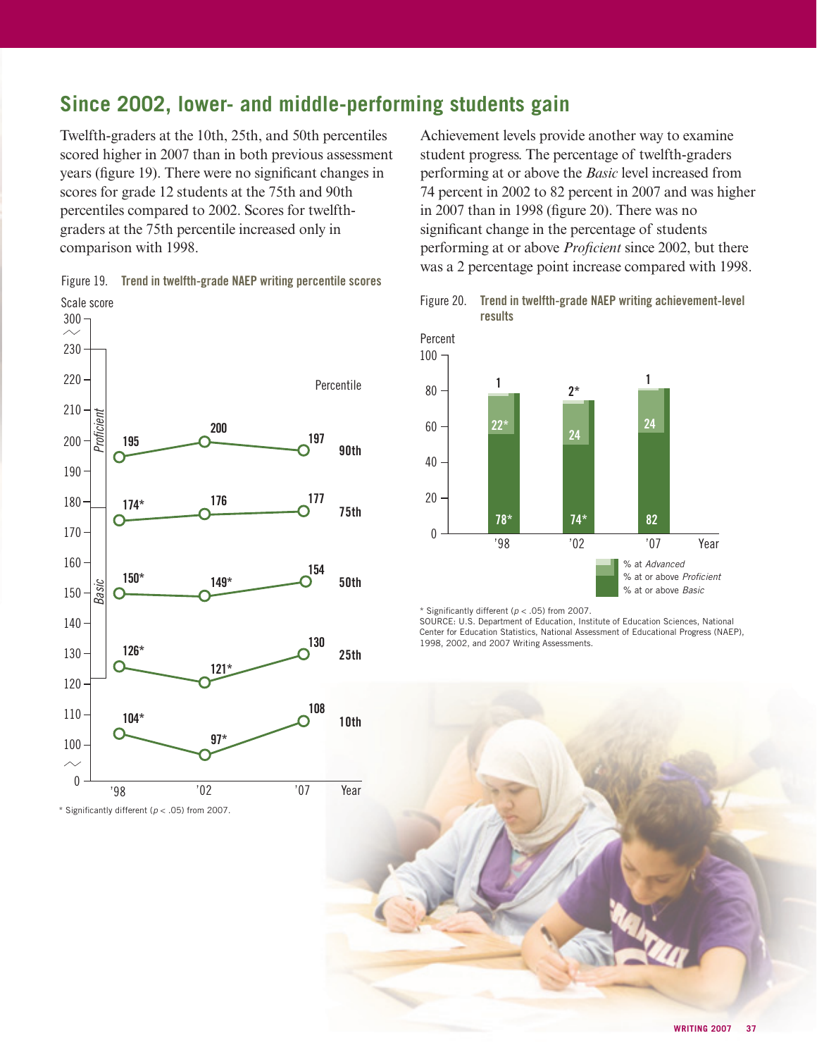## Since 2002, lower- and middle-performing students gain

Twelfth-graders at the 10th, 25th, and 50th percentiles scored higher in 2007 than in both previous assessment years (figure 19). There were no significant changes in scores for grade 12 students at the 75th and 90th percentiles compared to 2002. Scores for twelfth-graders at the 75th percentile increased only in comparison with 1998.

Figure 19. **Trend in twelfth-grade NAEP writing percentile scores**

| Percentile | '98 | '02 | '07 |
|---|---|---|---|
| 90th | 195 | 200 | 197 |
| 75th | 174* | 176 | 177 |
| 50th | 150* | 149* | 154 |
| 25th | 126* | 121* | 130 |
| 10th | 104* | 97* | 108 |

\* Significantly different ($p < .05$) from 2007.

Achievement levels provide another way to examine student progress. The percentage of twelfth-graders performing at or above the *Basic* level increased from 74 percent in 2002 to 82 percent in 2007 and was higher in 2007 than in 1998 (figure 20). There was no significant change in the percentage of students performing at or above *Proficient* since 2002, but there was a 2 percentage point increase compared with 1998.

Figure 20. **Trend in twelfth-grade NAEP writing achievement-level results**

| Year | % at *Advanced* | % at or above *Proficient* | % at or above *Basic* |
|---|---|---|---|
| '98 | 1 | 22* | 78* |
| '02 | 2* | 24 | 74* |
| '07 | 1 | 24 | 82 |

\* Significantly different ($p < .05$) from 2007.

SOURCE: U.S. Department of Education, Institute of Education Sciences, National Center for Education Statistics, National Assessment of Educational Progress (NAEP), 1998, 2002, and 2007 Writing Assessments.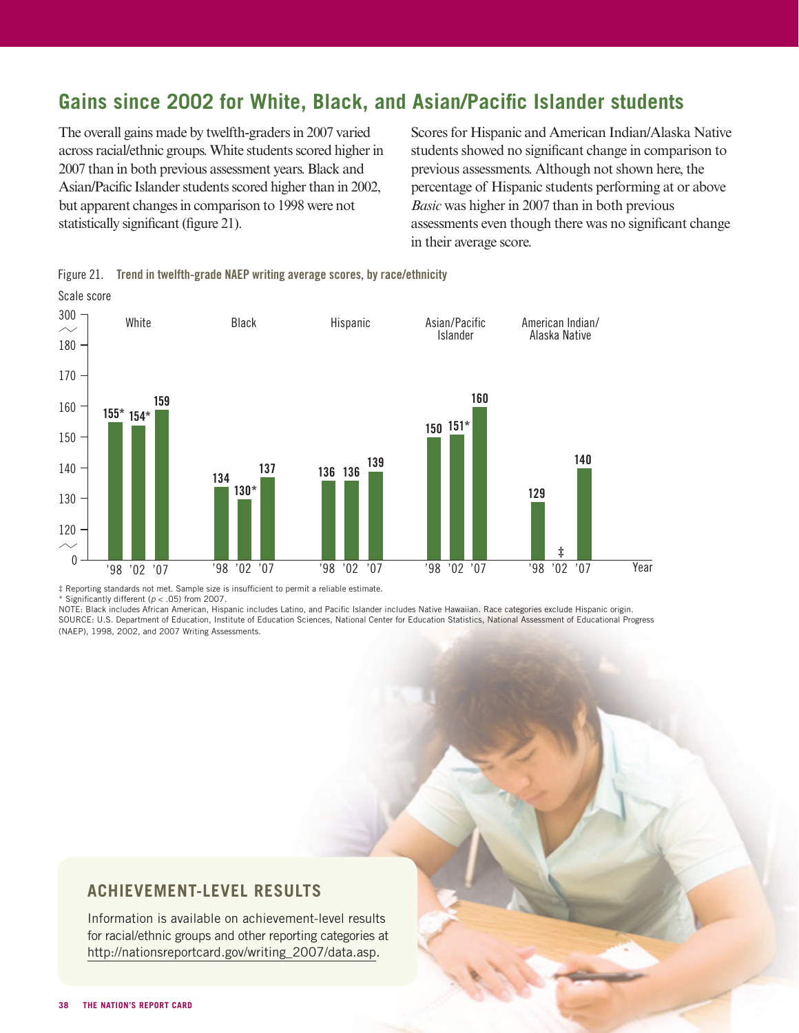## Gains since 2002 for White, Black, and Asian/Pacific Islander students

The overall gains made by twelfth-graders in 2007 varied across racial/ethnic groups. White students scored higher in 2007 than in both previous assessment years. Black and Asian/Pacific Islander students scored higher than in 2002, but apparent changes in comparison to 1998 were not statistically significant (figure 21).

Scores for Hispanic and American Indian/Alaska Native students showed no significant change in comparison to previous assessments. Although not shown here, the percentage of Hispanic students performing at or above *Basic* was higher in 2007 than in both previous assessments even though there was no significant change in their average score.

Figure 21. **Trend in twelfth-grade NAEP writing average scores, by race/ethnicity**

| Race/ethnicity | '98 | '02 | '07 |
|---|---|---|---|
| White | 155* | 154* | 159 |
| Black | 134 | 130* | 137 |
| Hispanic | 136 | 136 | 139 |
| Asian/Pacific Islander | 150 | 151* | 160 |
| American Indian/Alaska Native | 129 | ‡ | 140 |

‡ Reporting standards not met. Sample size is insufficient to permit a reliable estimate.
\* Significantly different ($p < .05$) from 2007.
NOTE: Black includes African American, Hispanic includes Latino, and Pacific Islander includes Native Hawaiian. Race categories exclude Hispanic origin.
SOURCE: U.S. Department of Education, Institute of Education Sciences, National Center for Education Statistics, National Assessment of Educational Progress (NAEP), 1998, 2002, and 2007 Writing Assessments.

### ACHIEVEMENT-LEVEL RESULTS

Information is available on achievement-level results for racial/ethnic groups and other reporting categories at http://nationsreportcard.gov/writing_2007/data.asp.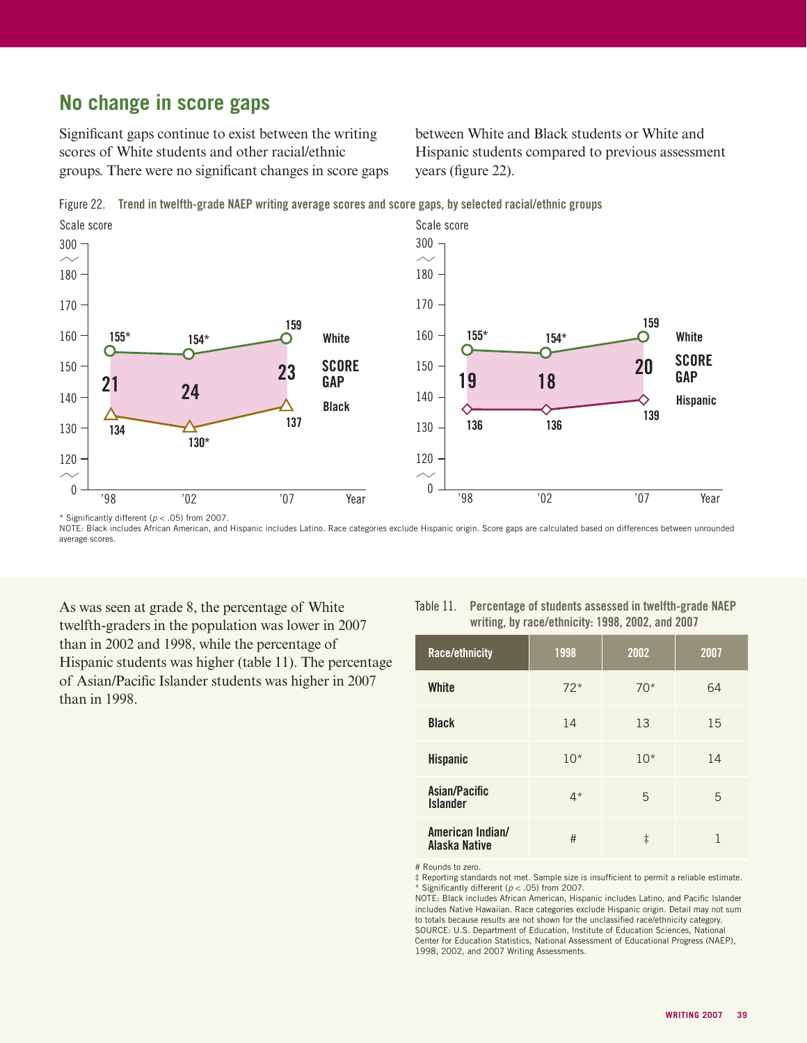## No change in score gaps

Significant gaps continue to exist between the writing scores of White students and other racial/ethnic groups. There were no significant changes in score gaps between White and Black students or White and Hispanic students compared to previous assessment years (figure 22).

Figure 22. **Trend in twelfth-grade NAEP writing average scores and score gaps, by selected racial/ethnic groups**

| Year | White | Black | Score gap |
|---|---|---|---|
| '98 | 155* | 134 | 21 |
| '02 | 154* | 130* | 24 |
| '07 | 159 | 137 | 23 |

| Year | White | Hispanic | Score gap |
|---|---|---|---|
| '98 | 155* | 136 | 19 |
| '02 | 154* | 136 | 18 |
| '07 | 159 | 139 | 20 |

\* Significantly different ($p < .05$) from 2007.

NOTE: Black includes African American, and Hispanic includes Latino. Race categories exclude Hispanic origin. Score gaps are calculated based on differences between unrounded average scores.

As was seen at grade 8, the percentage of White twelfth-graders in the population was lower in 2007 than in 2002 and 1998, while the percentage of Hispanic students was higher (table 11). The percentage of Asian/Pacific Islander students was higher in 2007 than in 1998.

Table 11. **Percentage of students assessed in twelfth-grade NAEP writing, by race/ethnicity: 1998, 2002, and 2007**

| Race/ethnicity | 1998 | 2002 | 2007 |
|---|---|---|---|
| White | 72* | 70* | 64 |
| Black | 14 | 13 | 15 |
| Hispanic | 10* | 10* | 14 |
| Asian/Pacific Islander | 4* | 5 | 5 |
| American Indian/ Alaska Native | # | ‡ | 1 |

\# Rounds to zero.

‡ Reporting standards not met. Sample size is insufficient to permit a reliable estimate.

\* Significantly different ($p < .05$) from 2007.

NOTE: Black includes African American, Hispanic includes Latino, and Pacific Islander includes Native Hawaiian. Race categories exclude Hispanic origin. Detail may not sum to totals because results are not shown for the unclassified race/ethnicity category.

SOURCE: U.S. Department of Education, Institute of Education Sciences, National Center for Education Statistics, National Assessment of Educational Progress (NAEP), 1998, 2002, and 2007 Writing Assessments.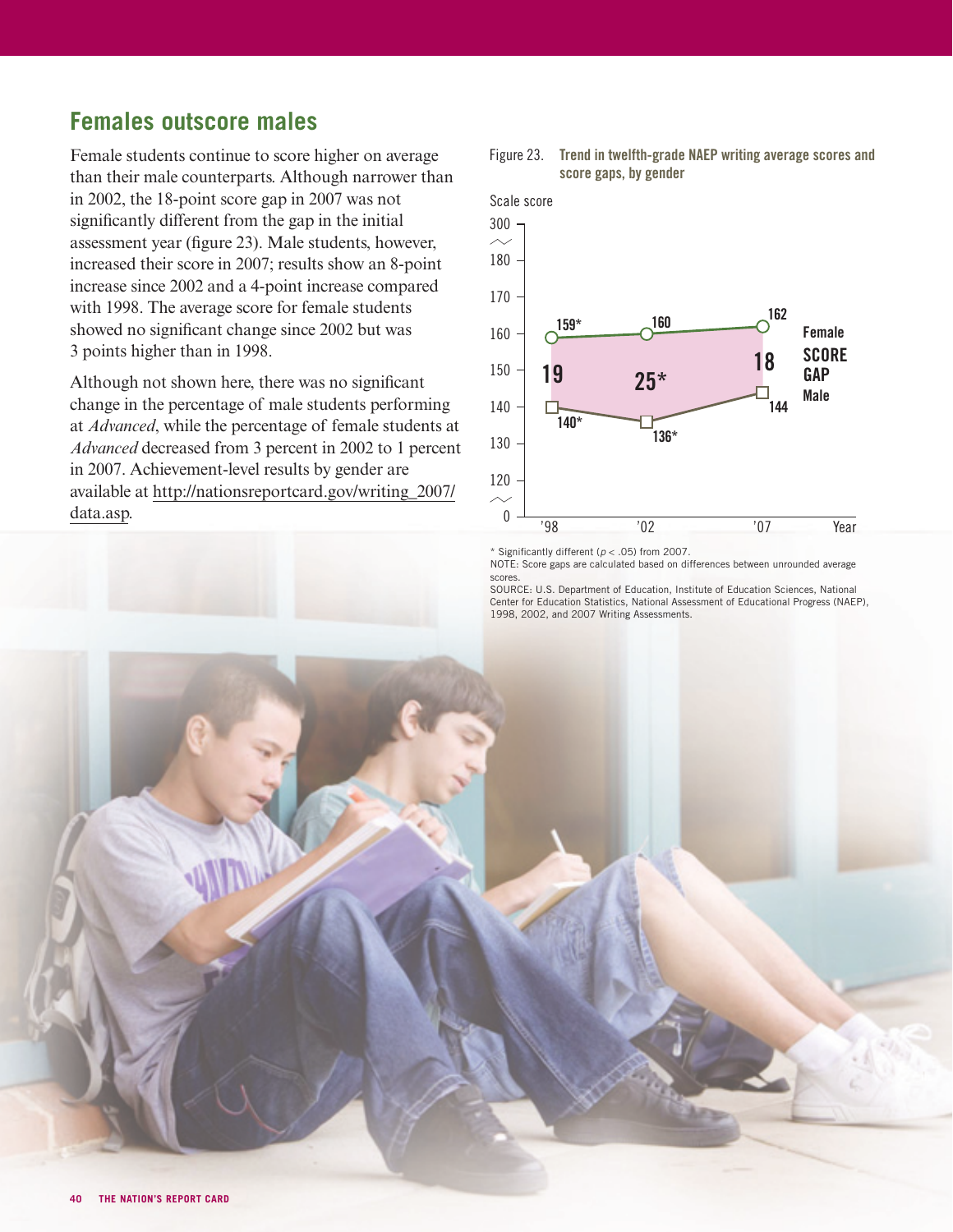## Females outscore males

Female students continue to score higher on average than their male counterparts. Although narrower than in 2002, the 18-point score gap in 2007 was not significantly different from the gap in the initial assessment year (figure 23). Male students, however, increased their score in 2007; results show an 8-point increase since 2002 and a 4-point increase compared with 1998. The average score for female students showed no significant change since 2002 but was 3 points higher than in 1998.

Although not shown here, there was no significant change in the percentage of male students performing at *Advanced*, while the percentage of female students at *Advanced* decreased from 3 percent in 2002 to 1 percent in 2007. Achievement-level results by gender are available at http://nationsreportcard.gov/writing_2007/data.asp.

Figure 23. **Trend in twelfth-grade NAEP writing average scores and score gaps, by gender**

| Year | Female | Male | Score gap |
|---|---|---|---|
| '98 | 159* | 140* | 19 |
| '02 | 160 | 136* | 25* |
| '07 | 162 | 144 | 18 |

* Significantly different ($p < .05$) from 2007.

NOTE: Score gaps are calculated based on differences between unrounded average scores.

SOURCE: U.S. Department of Education, Institute of Education Sciences, National Center for Education Statistics, National Assessment of Educational Progress (NAEP), 1998, 2002, and 2007 Writing Assessments.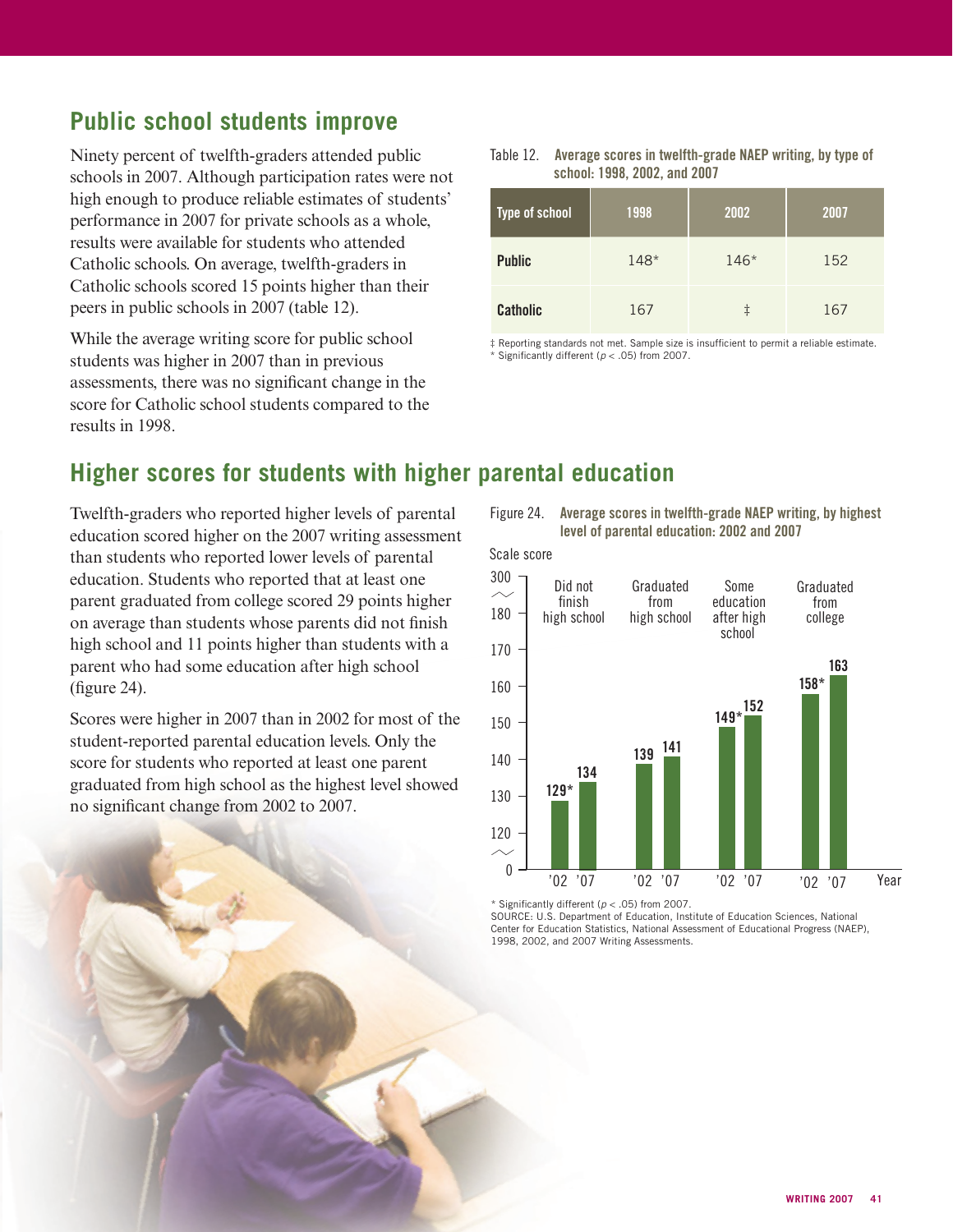## Public school students improve

Ninety percent of twelfth-graders attended public schools in 2007. Although participation rates were not high enough to produce reliable estimates of students' performance in 2007 for private schools as a whole, results were available for students who attended Catholic schools. On average, twelfth-graders in Catholic schools scored 15 points higher than their peers in public schools in 2007 (table 12).

While the average writing score for public school students was higher in 2007 than in previous assessments, there was no significant change in the score for Catholic school students compared to the results in 1998.

Table 12. **Average scores in twelfth-grade NAEP writing, by type of school: 1998, 2002, and 2007**

| Type of school | 1998 | 2002 | 2007 |
|---|---|---|---|
| **Public** | 148* | 146* | 152 |
| **Catholic** | 167 | ‡ | 167 |

‡ Reporting standards not met. Sample size is insufficient to permit a reliable estimate.
* Significantly different ($p < .05$) from 2007.

## Higher scores for students with higher parental education

Twelfth-graders who reported higher levels of parental education scored higher on the 2007 writing assessment than students who reported lower levels of parental education. Students who reported that at least one parent graduated from college scored 29 points higher on average than students whose parents did not finish high school and 11 points higher than students with a parent who had some education after high school (figure 24).

Scores were higher in 2007 than in 2002 for most of the student-reported parental education levels. Only the score for students who reported at least one parent graduated from high school as the highest level showed no significant change from 2002 to 2007.

Figure 24. **Average scores in twelfth-grade NAEP writing, by highest level of parental education: 2002 and 2007**

Scale score
300
180
170
160
150
140
130
120
0

Did not finish high school: 129* ('02), 134 ('07)
Graduated from high school: 139 ('02), 141 ('07)
Some education after high school: 149* ('02), 152 ('07)
Graduated from college: 158* ('02), 163 ('07)

'02 '07 '02 '07 '02 '07 '02 '07 Year

* Significantly different ($p < .05$) from 2007.
SOURCE: U.S. Department of Education, Institute of Education Sciences, National Center for Education Statistics, National Assessment of Educational Progress (NAEP), 1998, 2002, and 2007 Writing Assessments.